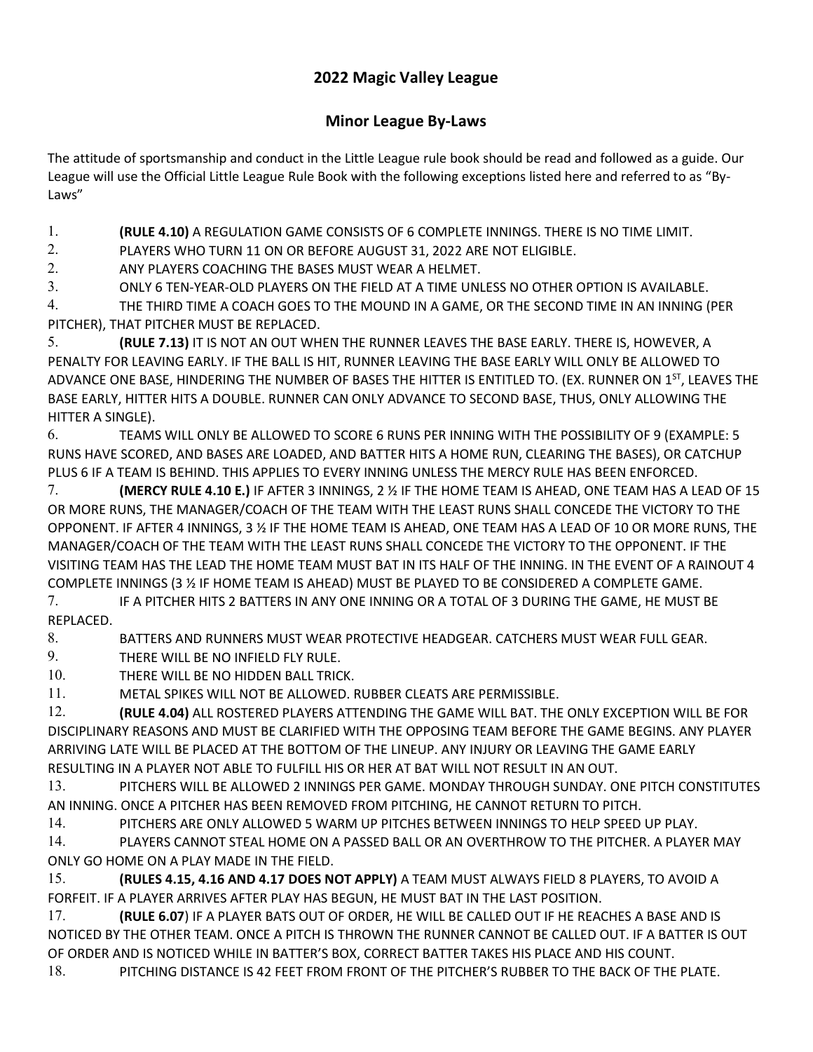## 2022 Magic Valley League

## Minor League By-Laws

The attitude of sportsmanship and conduct in the Little League rule book should be read and followed as a guide. Our League will use the Official Little League Rule Book with the following exceptions listed here and referred to as "By-Laws"

1. **(RULE 4.10)** A REGULATION GAME CONSISTS OF 6 COMPLETE INNINGS. THERE IS NO TIME LIMIT.

2. PLAYERS WHO TURN 11 ON OR BEFORE AUGUST 31, 2022 ARE NOT ELIGIBLE.

2. ANY PLAYERS COACHING THE BASES MUST WEAR A HELMET.

3. ONLY 6 TEN-YEAR-OLD PLAYERS ON THE FIELD AT A TIME UNLESS NO OTHER OPTION IS AVAILABLE.

4. THE THIRD TIME A COACH GOES TO THE MOUND IN A GAME, OR THE SECOND TIME IN AN INNING (PER PITCHER), THAT PITCHER MUST BE REPLACED.

5. **(RULE 7.13)** IT IS NOT AN OUT WHEN THE RUNNER LEAVES THE BASE EARLY. THERE IS, HOWEVER, A PENALTY FOR LEAVING EARLY. IF THE BALL IS HIT, RUNNER LEAVING THE BASE EARLY WILL ONLY BE ALLOWED TO ADVANCE ONE BASE, HINDERING THE NUMBER OF BASES THE HITTER IS ENTITLED TO. (EX. RUNNER ON 1ST, LEAVES THE BASE EARLY, HITTER HITS A DOUBLE. RUNNER CAN ONLY ADVANCE TO SECOND BASE, THUS, ONLY ALLOWING THE HITTER A SINGLE).

6. TEAMS WILL ONLY BE ALLOWED TO SCORE 6 RUNS PER INNING WITH THE POSSIBILITY OF 9 (EXAMPLE: 5 RUNS HAVE SCORED, AND BASES ARE LOADED, AND BATTER HITS A HOME RUN, CLEARING THE BASES), OR CATCHUP PLUS 6 IF A TEAM IS BEHIND. THIS APPLIES TO EVERY INNING UNLESS THE MERCY RULE HAS BEEN ENFORCED.

7. **(MERCY RULE 4.10 E.)** IF AFTER 3 INNINGS, 2 ½ IF THE HOME TEAM IS AHEAD, ONE TEAM HAS A LEAD OF 15 OR MORE RUNS, THE MANAGER/COACH OF THE TEAM WITH THE LEAST RUNS SHALL CONCEDE THE VICTORY TO THE OPPONENT. IF AFTER 4 INNINGS, 3 ½ IF THE HOME TEAM IS AHEAD, ONE TEAM HAS A LEAD OF 10 OR MORE RUNS, THE MANAGER/COACH OF THE TEAM WITH THE LEAST RUNS SHALL CONCEDE THE VICTORY TO THE OPPONENT. IF THE VISITING TEAM HAS THE LEAD THE HOME TEAM MUST BAT IN ITS HALF OF THE INNING. IN THE EVENT OF A RAINOUT 4 COMPLETE INNINGS (3 ½ IF HOME TEAM IS AHEAD) MUST BE PLAYED TO BE CONSIDERED A COMPLETE GAME.

7. IF A PITCHER HITS 2 BATTERS IN ANY ONE INNING OR A TOTAL OF 3 DURING THE GAME, HE MUST BE REPLACED.

8. BATTERS AND RUNNERS MUST WEAR PROTECTIVE HEADGEAR. CATCHERS MUST WEAR FULL GEAR.

9. THERE WILL BE NO INFIELD FLY RULE.

10. THERE WILL BE NO HIDDEN BALL TRICK.

11. METAL SPIKES WILL NOT BE ALLOWED. RUBBER CLEATS ARE PERMISSIBLE.

12. **(RULE 4.04)** ALL ROSTERED PLAYERS ATTENDING THE GAME WILL BAT. THE ONLY EXCEPTION WILL BE FOR DISCIPLINARY REASONS AND MUST BE CLARIFIED WITH THE OPPOSING TEAM BEFORE THE GAME BEGINS. ANY PLAYER ARRIVING LATE WILL BE PLACED AT THE BOTTOM OF THE LINEUP. ANY INJURY OR LEAVING THE GAME EARLY RESULTING IN A PLAYER NOT ABLE TO FULFILL HIS OR HER AT BAT WILL NOT RESULT IN AN OUT.

13. PITCHERS WILL BE ALLOWED 2 INNINGS PER GAME. MONDAY THROUGH SUNDAY. ONE PITCH CONSTITUTES AN INNING. ONCE A PITCHER HAS BEEN REMOVED FROM PITCHING, HE CANNOT RETURN TO PITCH.

14. PITCHERS ARE ONLY ALLOWED 5 WARM UP PITCHES BETWEEN INNINGS TO HELP SPEED UP PLAY.

14. PLAYERS CANNOT STEAL HOME ON A PASSED BALL OR AN OVERTHROW TO THE PITCHER. A PLAYER MAY ONLY GO HOME ON A PLAY MADE IN THE FIELD.

15. **(RULES 4.15, 4.16 AND 4.17 DOES NOT APPLY)** A TEAM MUST ALWAYS FIELD 8 PLAYERS, TO AVOID A FORFEIT. IF A PLAYER ARRIVES AFTER PLAY HAS BEGUN, HE MUST BAT IN THE LAST POSITION.

17. **(RULE 6.07)** IF A PLAYER BATS OUT OF ORDER, HE WILL BE CALLED OUT IF HE REACHES A BASE AND IS NOTICED BY THE OTHER TEAM. ONCE A PITCH IS THROWN THE RUNNER CANNOT BE CALLED OUT. IF A BATTER IS OUT OF ORDER AND IS NOTICED WHILE IN BATTER'S BOX, CORRECT BATTER TAKES HIS PLACE AND HIS COUNT.

18. PITCHING DISTANCE IS 42 FEET FROM FRONT OF THE PITCHER'S RUBBER TO THE BACK OF THE PLATE.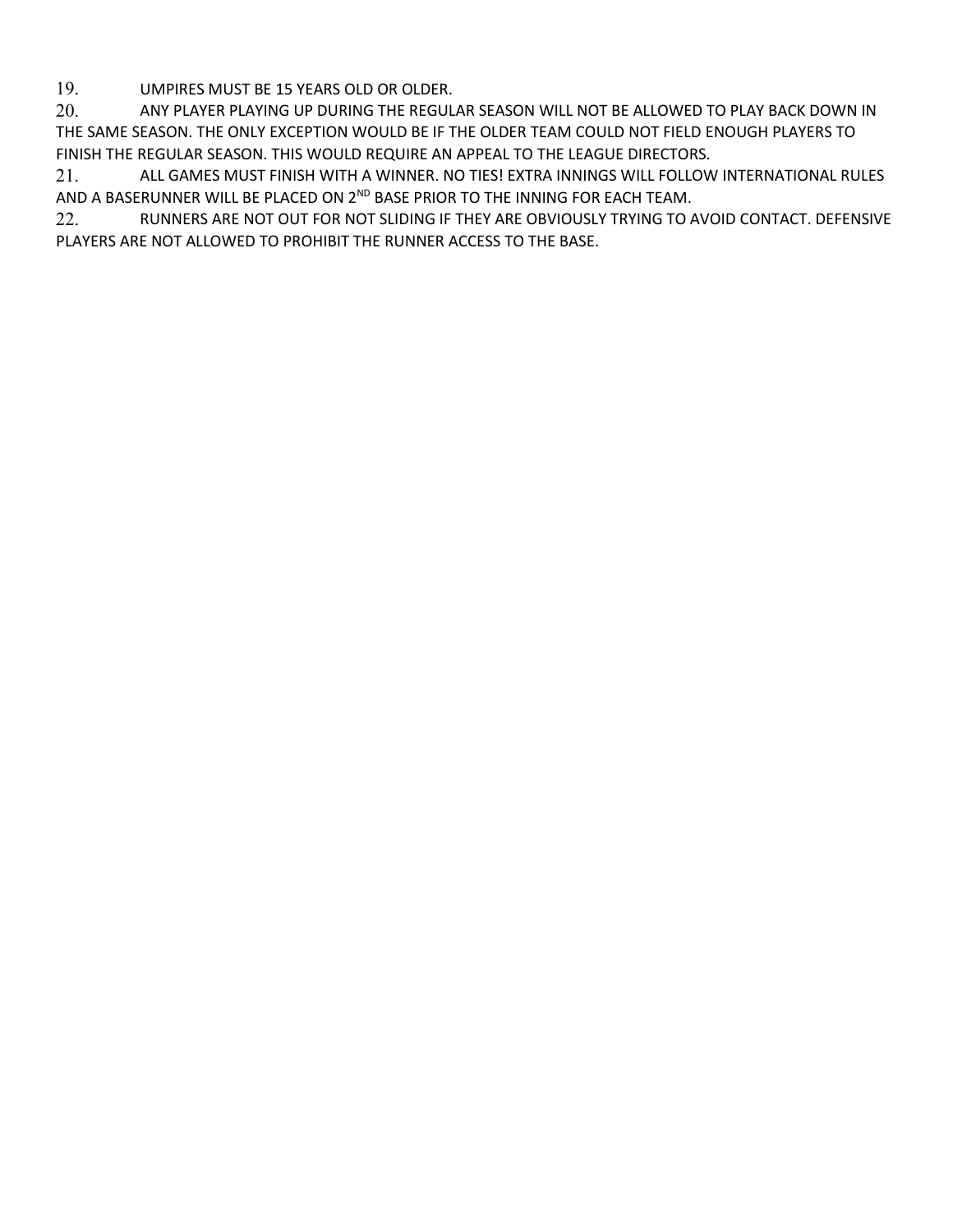19. UMPIRES MUST BE 15 YEARS OLD OR OLDER.

20. ANY PLAYER PLAYING UP DURING THE REGULAR SEASON WILL NOT BE ALLOWED TO PLAY BACK DOWN IN THE SAME SEASON. THE ONLY EXCEPTION WOULD BE IF THE OLDER TEAM COULD NOT FIELD ENOUGH PLAYERS TO FINISH THE REGULAR SEASON. THIS WOULD REQUIRE AN APPEAL TO THE LEAGUE DIRECTORS.

21. ALL GAMES MUST FINISH WITH A WINNER. NO TIES! EXTRA INNINGS WILL FOLLOW INTERNATIONAL RULES AND A BASERUNNER WILL BE PLACED ON 2ND BASE PRIOR TO THE INNING FOR EACH TEAM.

22. RUNNERS ARE NOT OUT FOR NOT SLIDING IF THEY ARE OBVIOUSLY TRYING TO AVOID CONTACT. DEFENSIVE PLAYERS ARE NOT ALLOWED TO PROHIBIT THE RUNNER ACCESS TO THE BASE.